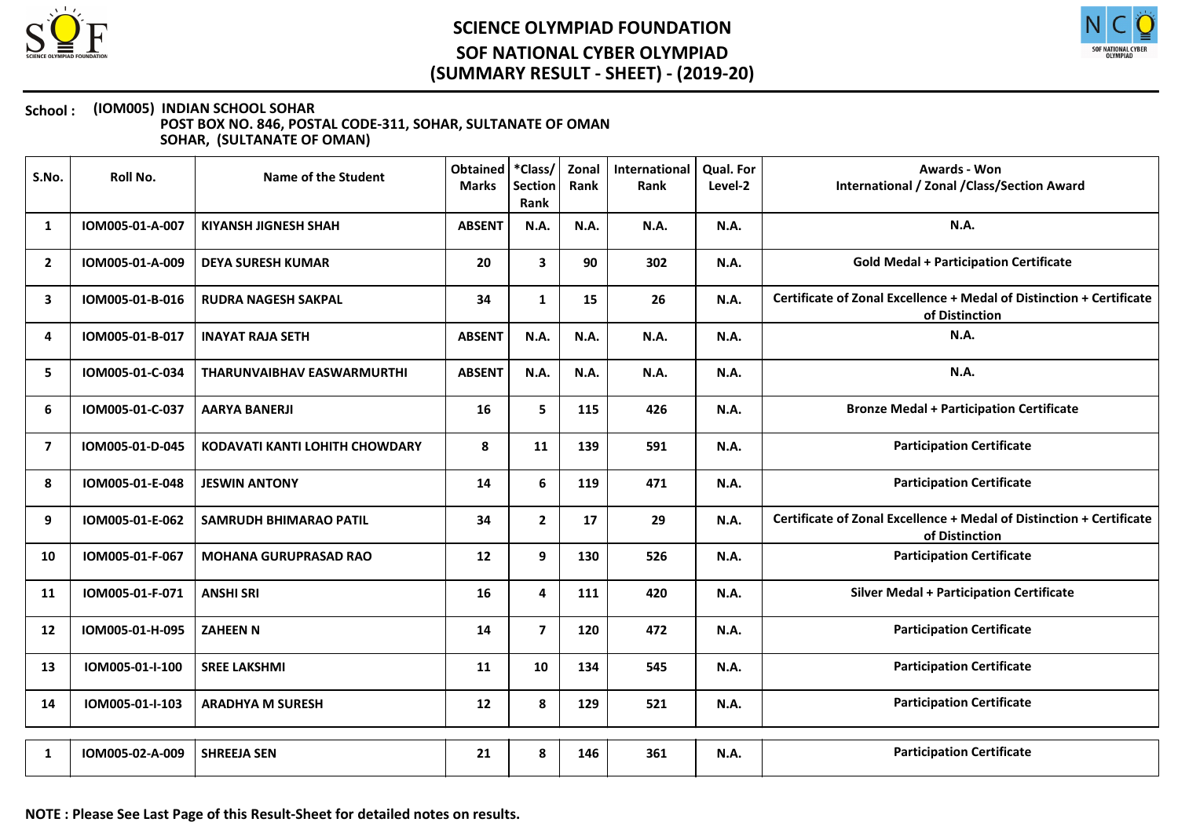# SCIENCE OLYMPIAD FOUNDATION

## SOF NATIONAL CYBER OLYMPIAD

## (SUMMARY RESULT - SHEET) - (2019-20)

**School :** **(IOM005) INDIAN SCHOOL SOHAR**
**POST BOX NO. 846, POSTAL CODE-311, SOHAR, SULTANATE OF OMAN**
**SOHAR, (SULTANATE OF OMAN)**

| S.No. | Roll No. | Name of the Student | Obtained Marks | *Class/ Section Rank | Zonal Rank | International Rank | Qual. For Level-2 | Awards - Won International / Zonal /Class/Section Award |
|---|---|---|---|---|---|---|---|---|
| 1 | IOM005-01-A-007 | KIYANSH JIGNESH SHAH | ABSENT | N.A. | N.A. | N.A. | N.A. | N.A. |
| 2 | IOM005-01-A-009 | DEYA SURESH KUMAR | 20 | 3 | 90 | 302 | N.A. | Gold Medal + Participation Certificate |
| 3 | IOM005-01-B-016 | RUDRA NAGESH SAKPAL | 34 | 1 | 15 | 26 | N.A. | Certificate of Zonal Excellence + Medal of Distinction + Certificate of Distinction |
| 4 | IOM005-01-B-017 | INAYAT RAJA SETH | ABSENT | N.A. | N.A. | N.A. | N.A. | N.A. |
| 5 | IOM005-01-C-034 | THARUNVAIBHAV EASWARMURTHI | ABSENT | N.A. | N.A. | N.A. | N.A. | N.A. |
| 6 | IOM005-01-C-037 | AARYA BANERJI | 16 | 5 | 115 | 426 | N.A. | Bronze Medal + Participation Certificate |
| 7 | IOM005-01-D-045 | KODAVATI KANTI LOHITH CHOWDARY | 8 | 11 | 139 | 591 | N.A. | Participation Certificate |
| 8 | IOM005-01-E-048 | JESWIN ANTONY | 14 | 6 | 119 | 471 | N.A. | Participation Certificate |
| 9 | IOM005-01-E-062 | SAMRUDH BHIMARAO PATIL | 34 | 2 | 17 | 29 | N.A. | Certificate of Zonal Excellence + Medal of Distinction + Certificate of Distinction |
| 10 | IOM005-01-F-067 | MOHANA GURUPRASAD RAO | 12 | 9 | 130 | 526 | N.A. | Participation Certificate |
| 11 | IOM005-01-F-071 | ANSHI SRI | 16 | 4 | 111 | 420 | N.A. | Silver Medal + Participation Certificate |
| 12 | IOM005-01-H-095 | ZAHEEN N | 14 | 7 | 120 | 472 | N.A. | Participation Certificate |
| 13 | IOM005-01-I-100 | SREE LAKSHMI | 11 | 10 | 134 | 545 | N.A. | Participation Certificate |
| 14 | IOM005-01-I-103 | ARADHYA M SURESH | 12 | 8 | 129 | 521 | N.A. | Participation Certificate |
| 1 | IOM005-02-A-009 | SHREEJA SEN | 21 | 8 | 146 | 361 | N.A. | Participation Certificate |

**NOTE : Please See Last Page of this Result-Sheet for detailed notes on results.**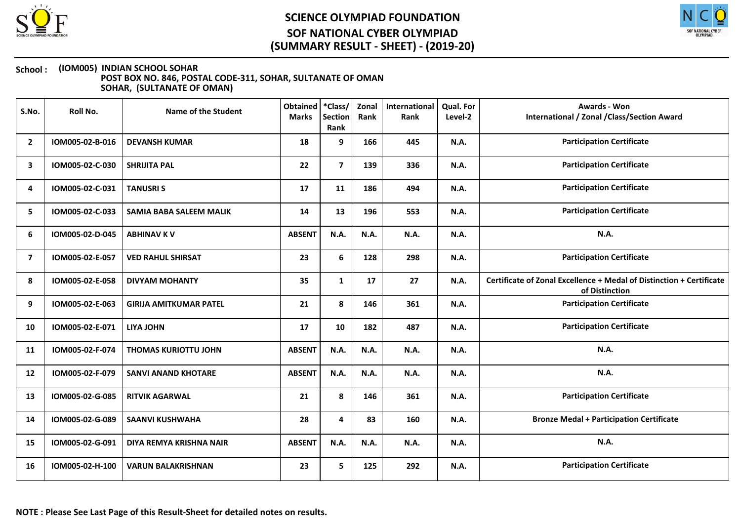# SCIENCE OLYMPIAD FOUNDATION
## SOF NATIONAL CYBER OLYMPIAD
## (SUMMARY RESULT - SHEET) - (2019-20)

**School : (IOM005) INDIAN SCHOOL SOHAR**
**POST BOX NO. 846, POSTAL CODE-311, SOHAR, SULTANATE OF OMAN**
**SOHAR, (SULTANATE OF OMAN)**

| S.No. | Roll No. | Name of the Student | Obtained Marks | *Class/ Section Rank | Zonal Rank | International Rank | Qual. For Level-2 | Awards - Won International / Zonal /Class/Section Award |
|---|---|---|---|---|---|---|---|---|
| 2 | IOM005-02-B-016 | DEVANSH KUMAR | 18 | 9 | 166 | 445 | N.A. | Participation Certificate |
| 3 | IOM005-02-C-030 | SHRIJITA PAL | 22 | 7 | 139 | 336 | N.A. | Participation Certificate |
| 4 | IOM005-02-C-031 | TANUSRI S | 17 | 11 | 186 | 494 | N.A. | Participation Certificate |
| 5 | IOM005-02-C-033 | SAMIA BABA SALEEM MALIK | 14 | 13 | 196 | 553 | N.A. | Participation Certificate |
| 6 | IOM005-02-D-045 | ABHINAV K V | ABSENT | N.A. | N.A. | N.A. | N.A. | N.A. |
| 7 | IOM005-02-E-057 | VED RAHUL SHIRSAT | 23 | 6 | 128 | 298 | N.A. | Participation Certificate |
| 8 | IOM005-02-E-058 | DIVYAM MOHANTY | 35 | 1 | 17 | 27 | N.A. | Certificate of Zonal Excellence + Medal of Distinction + Certificate of Distinction |
| 9 | IOM005-02-E-063 | GIRIJA AMITKUMAR PATEL | 21 | 8 | 146 | 361 | N.A. | Participation Certificate |
| 10 | IOM005-02-E-071 | LIYA JOHN | 17 | 10 | 182 | 487 | N.A. | Participation Certificate |
| 11 | IOM005-02-F-074 | THOMAS KURIOTTU JOHN | ABSENT | N.A. | N.A. | N.A. | N.A. | N.A. |
| 12 | IOM005-02-F-079 | SANVI ANAND KHOTARE | ABSENT | N.A. | N.A. | N.A. | N.A. | N.A. |
| 13 | IOM005-02-G-085 | RITVIK AGARWAL | 21 | 8 | 146 | 361 | N.A. | Participation Certificate |
| 14 | IOM005-02-G-089 | SAANVI KUSHWAHA | 28 | 4 | 83 | 160 | N.A. | Bronze Medal + Participation Certificate |
| 15 | IOM005-02-G-091 | DIYA REMYA KRISHNA NAIR | ABSENT | N.A. | N.A. | N.A. | N.A. | N.A. |
| 16 | IOM005-02-H-100 | VARUN BALAKRISHNAN | 23 | 5 | 125 | 292 | N.A. | Participation Certificate |

**NOTE : Please See Last Page of this Result-Sheet for detailed notes on results.**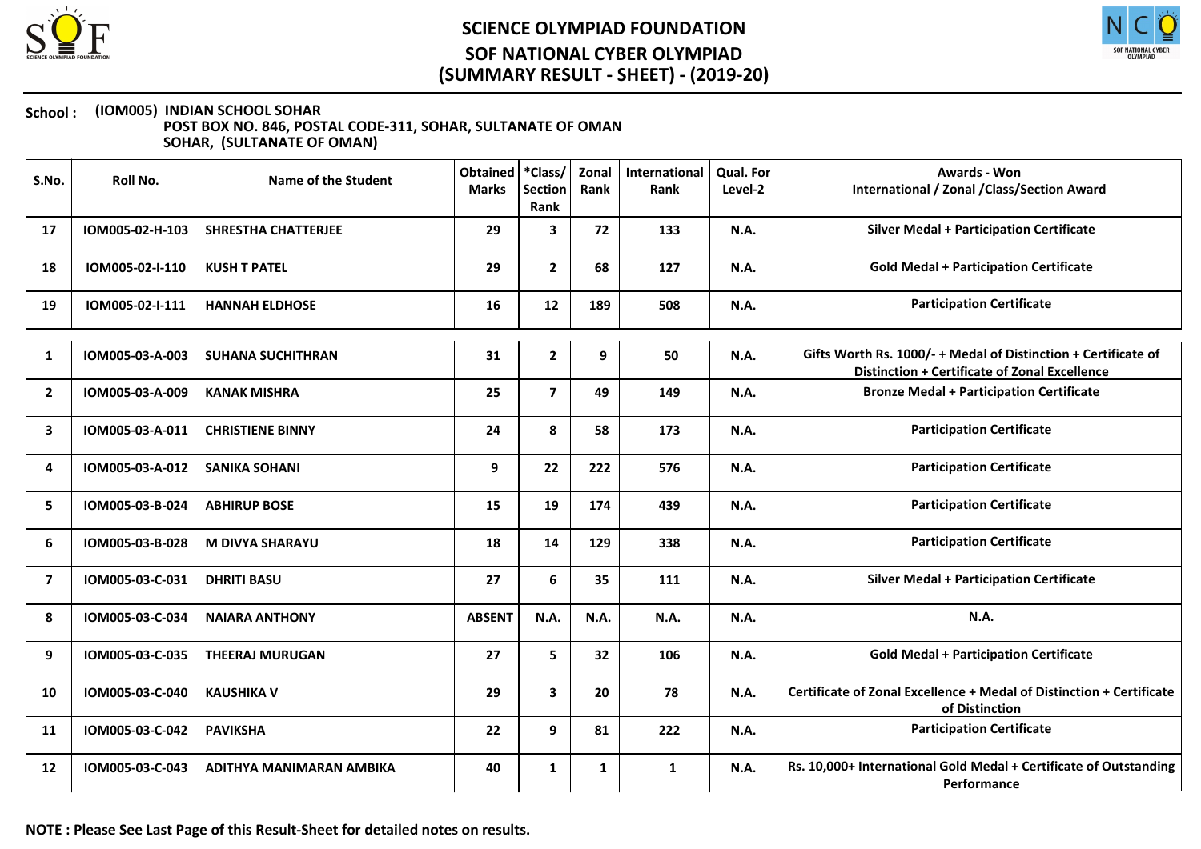# SCIENCE OLYMPIAD FOUNDATION
## SOF NATIONAL CYBER OLYMPIAD
## (SUMMARY RESULT - SHEET) - (2019-20)

**School :** **(IOM005) INDIAN SCHOOL SOHAR**
**POST BOX NO. 846, POSTAL CODE-311, SOHAR, SULTANATE OF OMAN**
**SOHAR, (SULTANATE OF OMAN)**

| S.No. | Roll No. | Name of the Student | Obtained Marks | *Class/ Section Rank | Zonal Rank | International Rank | Qual. For Level-2 | Awards - Won International / Zonal /Class/Section Award |
|---|---|---|---|---|---|---|---|---|
| 17 | IOM005-02-H-103 | SHRESTHA CHATTERJEE | 29 | 3 | 72 | 133 | N.A. | Silver Medal + Participation Certificate |
| 18 | IOM005-02-I-110 | KUSH T PATEL | 29 | 2 | 68 | 127 | N.A. | Gold Medal + Participation Certificate |
| 19 | IOM005-02-I-111 | HANNAH ELDHOSE | 16 | 12 | 189 | 508 | N.A. | Participation Certificate |

| S.No. | Roll No. | Name of the Student | Obtained Marks | *Class/ Section Rank | Zonal Rank | International Rank | Qual. For Level-2 | Awards - Won International / Zonal /Class/Section Award |
|---|---|---|---|---|---|---|---|---|
| 1 | IOM005-03-A-003 | SUHANA SUCHITHRAN | 31 | 2 | 9 | 50 | N.A. | Gifts Worth Rs. 1000/- + Medal of Distinction + Certificate of Distinction + Certificate of Zonal Excellence |
| 2 | IOM005-03-A-009 | KANAK MISHRA | 25 | 7 | 49 | 149 | N.A. | Bronze Medal + Participation Certificate |
| 3 | IOM005-03-A-011 | CHRISTIENE BINNY | 24 | 8 | 58 | 173 | N.A. | Participation Certificate |
| 4 | IOM005-03-A-012 | SANIKA SOHANI | 9 | 22 | 222 | 576 | N.A. | Participation Certificate |
| 5 | IOM005-03-B-024 | ABHIRUP BOSE | 15 | 19 | 174 | 439 | N.A. | Participation Certificate |
| 6 | IOM005-03-B-028 | M DIVYA SHARAYU | 18 | 14 | 129 | 338 | N.A. | Participation Certificate |
| 7 | IOM005-03-C-031 | DHRITI BASU | 27 | 6 | 35 | 111 | N.A. | Silver Medal + Participation Certificate |
| 8 | IOM005-03-C-034 | NAIARA ANTHONY | ABSENT | N.A. | N.A. | N.A. | N.A. | N.A. |
| 9 | IOM005-03-C-035 | THEERAJ MURUGAN | 27 | 5 | 32 | 106 | N.A. | Gold Medal + Participation Certificate |
| 10 | IOM005-03-C-040 | KAUSHIKA V | 29 | 3 | 20 | 78 | N.A. | Certificate of Zonal Excellence + Medal of Distinction + Certificate of Distinction |
| 11 | IOM005-03-C-042 | PAVIKSHA | 22 | 9 | 81 | 222 | N.A. | Participation Certificate |
| 12 | IOM005-03-C-043 | ADITHYA MANIMARAN AMBIKA | 40 | 1 | 1 | 1 | N.A. | Rs. 10,000+ International Gold Medal + Certificate of Outstanding Performance |

**NOTE : Please See Last Page of this Result-Sheet for detailed notes on results.**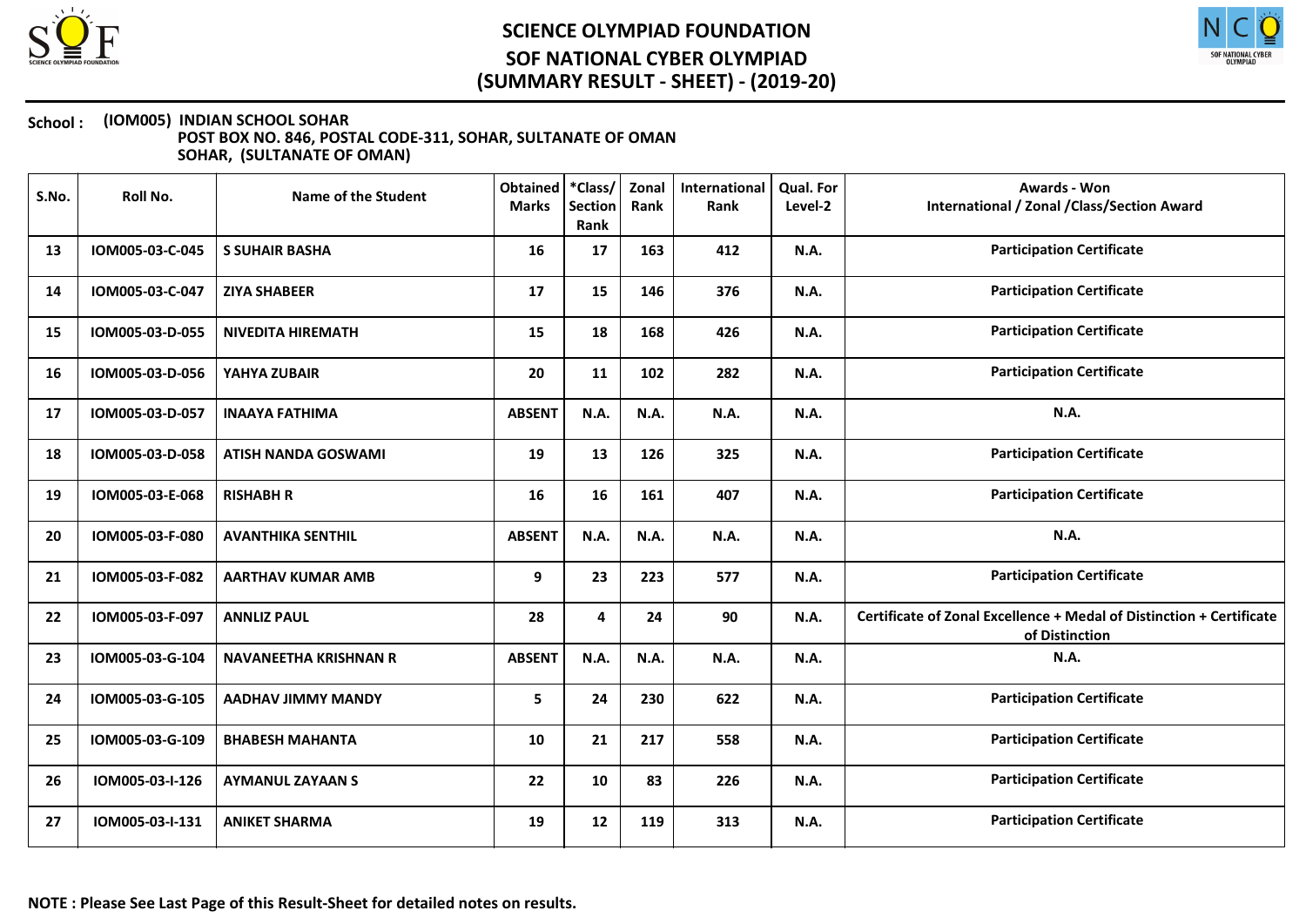# SCIENCE OLYMPIAD FOUNDATION

## SOF NATIONAL CYBER OLYMPIAD

## (SUMMARY RESULT - SHEET) - (2019-20)

**School : (IOM005) INDIAN SCHOOL SOHAR**
**POST BOX NO. 846, POSTAL CODE-311, SOHAR, SULTANATE OF OMAN**
**SOHAR, (SULTANATE OF OMAN)**

| S.No. | Roll No. | Name of the Student | Obtained Marks | *Class/ Section Rank | Zonal Rank | International Rank | Qual. For Level-2 | Awards - Won International / Zonal /Class/Section Award |
|---|---|---|---|---|---|---|---|---|
| 13 | IOM005-03-C-045 | S SUHAIR BASHA | 16 | 17 | 163 | 412 | N.A. | Participation Certificate |
| 14 | IOM005-03-C-047 | ZIYA SHABEER | 17 | 15 | 146 | 376 | N.A. | Participation Certificate |
| 15 | IOM005-03-D-055 | NIVEDITA HIREMATH | 15 | 18 | 168 | 426 | N.A. | Participation Certificate |
| 16 | IOM005-03-D-056 | YAHYA ZUBAIR | 20 | 11 | 102 | 282 | N.A. | Participation Certificate |
| 17 | IOM005-03-D-057 | INAAYA FATHIMA | ABSENT | N.A. | N.A. | N.A. | N.A. | N.A. |
| 18 | IOM005-03-D-058 | ATISH NANDA GOSWAMI | 19 | 13 | 126 | 325 | N.A. | Participation Certificate |
| 19 | IOM005-03-E-068 | RISHABH R | 16 | 16 | 161 | 407 | N.A. | Participation Certificate |
| 20 | IOM005-03-F-080 | AVANTHIKA SENTHIL | ABSENT | N.A. | N.A. | N.A. | N.A. | N.A. |
| 21 | IOM005-03-F-082 | AARTHAV KUMAR AMB | 9 | 23 | 223 | 577 | N.A. | Participation Certificate |
| 22 | IOM005-03-F-097 | ANNLIZ PAUL | 28 | 4 | 24 | 90 | N.A. | Certificate of Zonal Excellence + Medal of Distinction + Certificate of Distinction |
| 23 | IOM005-03-G-104 | NAVANEETHA KRISHNAN R | ABSENT | N.A. | N.A. | N.A. | N.A. | N.A. |
| 24 | IOM005-03-G-105 | AADHAV JIMMY MANDY | 5 | 24 | 230 | 622 | N.A. | Participation Certificate |
| 25 | IOM005-03-G-109 | BHABESH MAHANTA | 10 | 21 | 217 | 558 | N.A. | Participation Certificate |
| 26 | IOM005-03-I-126 | AYMANUL ZAYAAN S | 22 | 10 | 83 | 226 | N.A. | Participation Certificate |
| 27 | IOM005-03-I-131 | ANIKET SHARMA | 19 | 12 | 119 | 313 | N.A. | Participation Certificate |

**NOTE : Please See Last Page of this Result-Sheet for detailed notes on results.**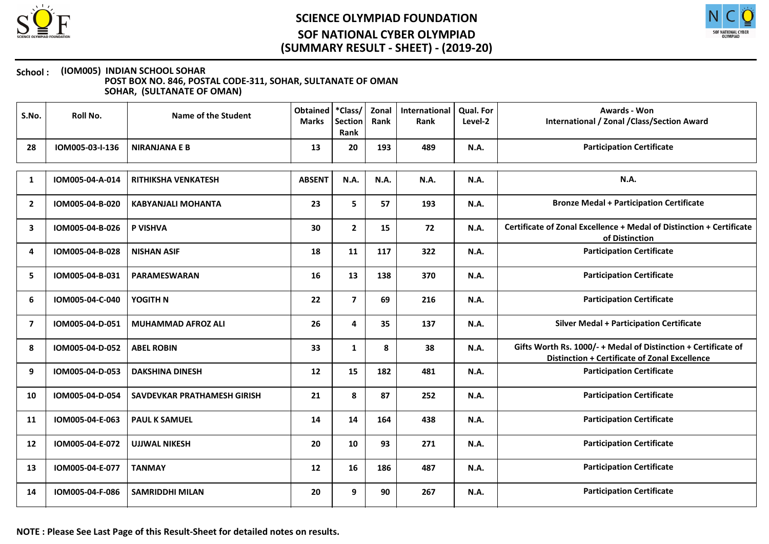# SCIENCE OLYMPIAD FOUNDATION

## SOF NATIONAL CYBER OLYMPIAD

## (SUMMARY RESULT - SHEET) - (2019-20)

**School : (IOM005) INDIAN SCHOOL SOHAR**
**POST BOX NO. 846, POSTAL CODE-311, SOHAR, SULTANATE OF OMAN**
**SOHAR, (SULTANATE OF OMAN)**

| S.No. | Roll No. | Name of the Student | Obtained Marks | *Class/ Section Rank | Zonal Rank | International Rank | Qual. For Level-2 | Awards - Won International / Zonal /Class/Section Award |
|---|---|---|---|---|---|---|---|---|
| 28 | IOM005-03-I-136 | NIRANJANA E B | 13 | 20 | 193 | 489 | N.A. | Participation Certificate |
| 1 | IOM005-04-A-014 | RITHIKSHA VENKATESH | ABSENT | N.A. | N.A. | N.A. | N.A. | N.A. |
| 2 | IOM005-04-B-020 | KABYANJALI MOHANTA | 23 | 5 | 57 | 193 | N.A. | Bronze Medal + Participation Certificate |
| 3 | IOM005-04-B-026 | P VISHVA | 30 | 2 | 15 | 72 | N.A. | Certificate of Zonal Excellence + Medal of Distinction + Certificate of Distinction |
| 4 | IOM005-04-B-028 | NISHAN ASIF | 18 | 11 | 117 | 322 | N.A. | Participation Certificate |
| 5 | IOM005-04-B-031 | PARAMESWARAN | 16 | 13 | 138 | 370 | N.A. | Participation Certificate |
| 6 | IOM005-04-C-040 | YOGITH N | 22 | 7 | 69 | 216 | N.A. | Participation Certificate |
| 7 | IOM005-04-D-051 | MUHAMMAD AFROZ ALI | 26 | 4 | 35 | 137 | N.A. | Silver Medal + Participation Certificate |
| 8 | IOM005-04-D-052 | ABEL ROBIN | 33 | 1 | 8 | 38 | N.A. | Gifts Worth Rs. 1000/- + Medal of Distinction + Certificate of Distinction + Certificate of Zonal Excellence |
| 9 | IOM005-04-D-053 | DAKSHINA DINESH | 12 | 15 | 182 | 481 | N.A. | Participation Certificate |
| 10 | IOM005-04-D-054 | SAVDEVKAR PRATHAMESH GIRISH | 21 | 8 | 87 | 252 | N.A. | Participation Certificate |
| 11 | IOM005-04-E-063 | PAUL K SAMUEL | 14 | 14 | 164 | 438 | N.A. | Participation Certificate |
| 12 | IOM005-04-E-072 | UJJWAL NIKESH | 20 | 10 | 93 | 271 | N.A. | Participation Certificate |
| 13 | IOM005-04-E-077 | TANMAY | 12 | 16 | 186 | 487 | N.A. | Participation Certificate |
| 14 | IOM005-04-F-086 | SAMRIDDHI MILAN | 20 | 9 | 90 | 267 | N.A. | Participation Certificate |

**NOTE : Please See Last Page of this Result-Sheet for detailed notes on results.**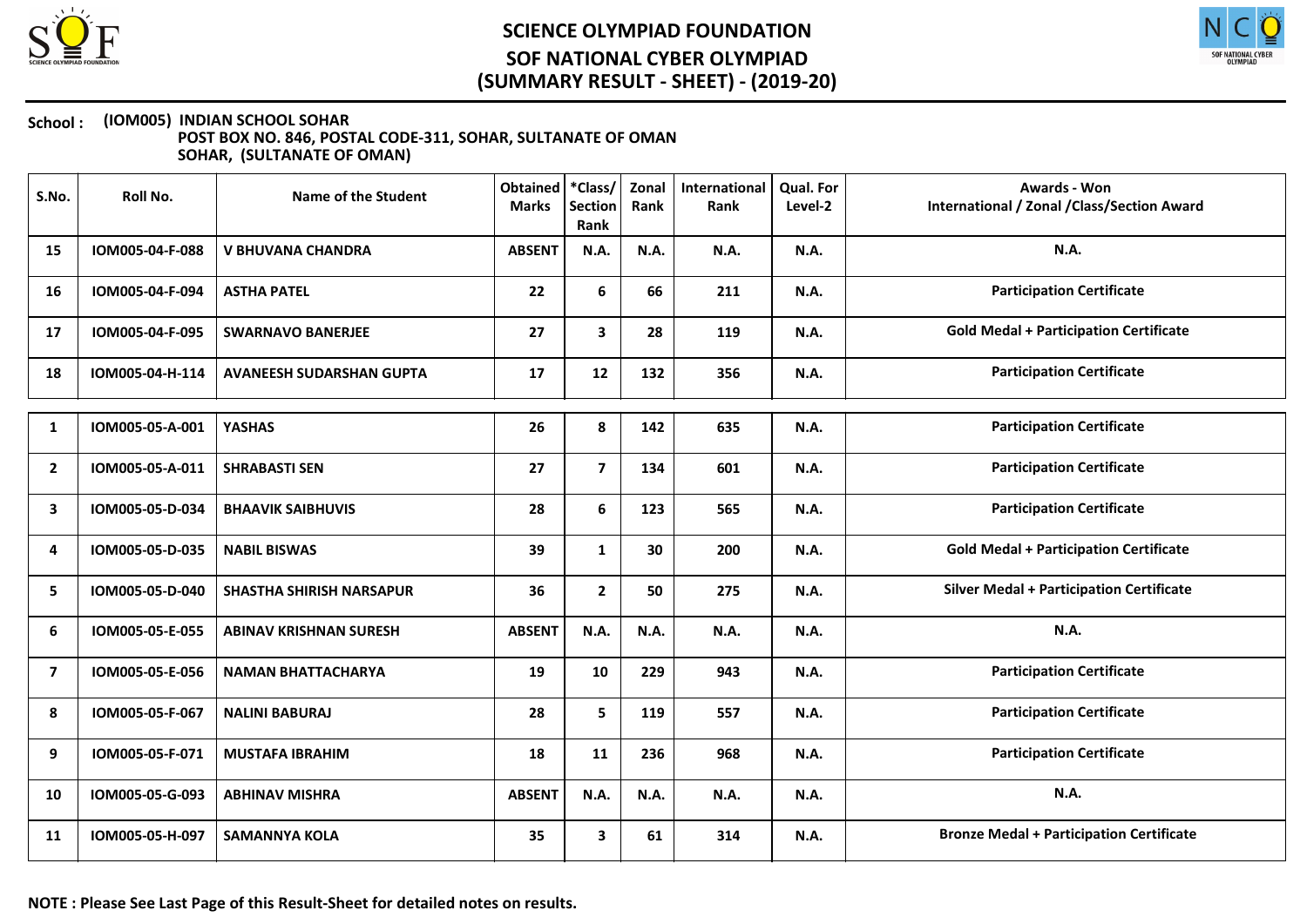# SCIENCE OLYMPIAD FOUNDATION

## SOF NATIONAL CYBER OLYMPIAD

## (SUMMARY RESULT - SHEET) - (2019-20)

**School : (IOM005) INDIAN SCHOOL SOHAR**
**POST BOX NO. 846, POSTAL CODE-311, SOHAR, SULTANATE OF OMAN**
**SOHAR, (SULTANATE OF OMAN)**

| S.No. | Roll No. | Name of the Student | Obtained Marks | *Class/ Section Rank | Zonal Rank | International Rank | Qual. For Level-2 | Awards - Won International / Zonal /Class/Section Award |
|---|---|---|---|---|---|---|---|---|
| 15 | IOM005-04-F-088 | V BHUVANA CHANDRA | ABSENT | N.A. | N.A. | N.A. | N.A. | N.A. |
| 16 | IOM005-04-F-094 | ASTHA PATEL | 22 | 6 | 66 | 211 | N.A. | Participation Certificate |
| 17 | IOM005-04-F-095 | SWARNAVO BANERJEE | 27 | 3 | 28 | 119 | N.A. | Gold Medal + Participation Certificate |
| 18 | IOM005-04-H-114 | AVANEESH SUDARSHAN GUPTA | 17 | 12 | 132 | 356 | N.A. | Participation Certificate |
| 1 | IOM005-05-A-001 | YASHAS | 26 | 8 | 142 | 635 | N.A. | Participation Certificate |
| 2 | IOM005-05-A-011 | SHRABASTI SEN | 27 | 7 | 134 | 601 | N.A. | Participation Certificate |
| 3 | IOM005-05-D-034 | BHAAVIK SAIBHUVIS | 28 | 6 | 123 | 565 | N.A. | Participation Certificate |
| 4 | IOM005-05-D-035 | NABIL BISWAS | 39 | 1 | 30 | 200 | N.A. | Gold Medal + Participation Certificate |
| 5 | IOM005-05-D-040 | SHASTHA SHIRISH NARSAPUR | 36 | 2 | 50 | 275 | N.A. | Silver Medal + Participation Certificate |
| 6 | IOM005-05-E-055 | ABINAV KRISHNAN SURESH | ABSENT | N.A. | N.A. | N.A. | N.A. | N.A. |
| 7 | IOM005-05-E-056 | NAMAN BHATTACHARYA | 19 | 10 | 229 | 943 | N.A. | Participation Certificate |
| 8 | IOM005-05-F-067 | NALINI BABURAJ | 28 | 5 | 119 | 557 | N.A. | Participation Certificate |
| 9 | IOM005-05-F-071 | MUSTAFA IBRAHIM | 18 | 11 | 236 | 968 | N.A. | Participation Certificate |
| 10 | IOM005-05-G-093 | ABHINAV MISHRA | ABSENT | N.A. | N.A. | N.A. | N.A. | N.A. |
| 11 | IOM005-05-H-097 | SAMANNYA KOLA | 35 | 3 | 61 | 314 | N.A. | Bronze Medal + Participation Certificate |

**NOTE : Please See Last Page of this Result-Sheet for detailed notes on results.**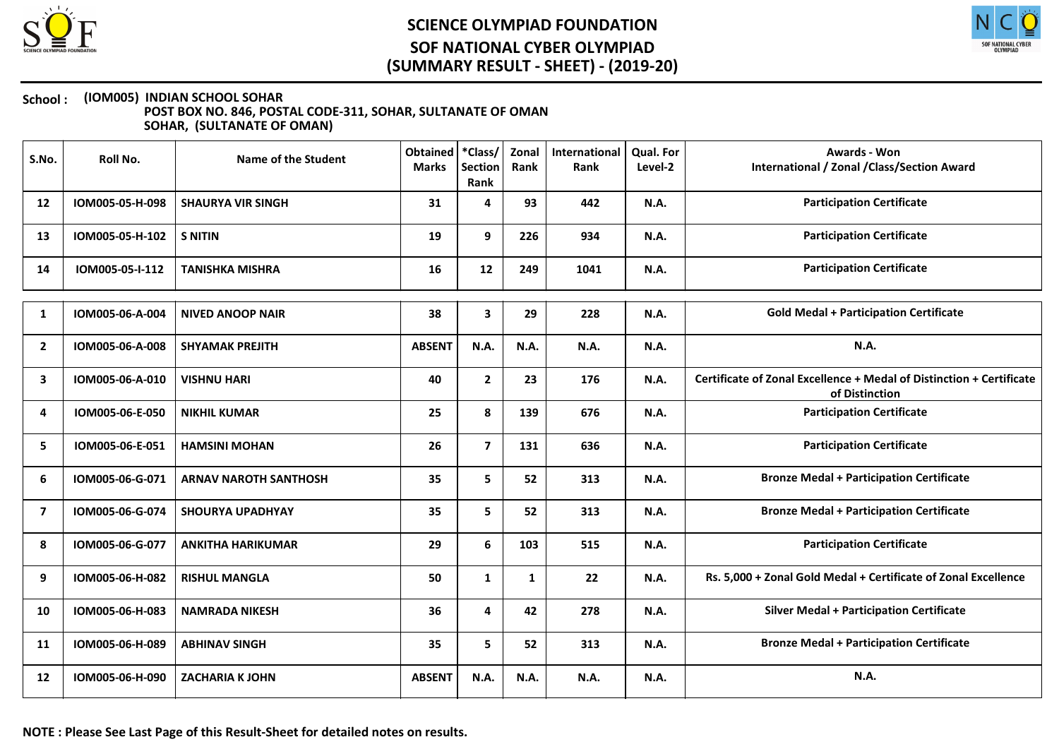# SCIENCE OLYMPIAD FOUNDATION

## SOF NATIONAL CYBER OLYMPIAD

## (SUMMARY RESULT - SHEET) - (2019-20)

**School :** (IOM005) INDIAN SCHOOL SOHAR
POST BOX NO. 846, POSTAL CODE-311, SOHAR, SULTANATE OF OMAN
SOHAR, (SULTANATE OF OMAN)

| S.No. | Roll No. | Name of the Student | Obtained Marks | *Class/ Section Rank | Zonal Rank | International Rank | Qual. For Level-2 | Awards - Won International / Zonal /Class/Section Award |
|---|---|---|---|---|---|---|---|---|
| 12 | IOM005-05-H-098 | SHAURYA VIR SINGH | 31 | 4 | 93 | 442 | N.A. | Participation Certificate |
| 13 | IOM005-05-H-102 | S NITIN | 19 | 9 | 226 | 934 | N.A. | Participation Certificate |
| 14 | IOM005-05-I-112 | TANISHKA MISHRA | 16 | 12 | 249 | 1041 | N.A. | Participation Certificate |
| 1 | IOM005-06-A-004 | NIVED ANOOP NAIR | 38 | 3 | 29 | 228 | N.A. | Gold Medal + Participation Certificate |
| 2 | IOM005-06-A-008 | SHYAMAK PREJITH | ABSENT | N.A. | N.A. | N.A. | N.A. | N.A. |
| 3 | IOM005-06-A-010 | VISHNU HARI | 40 | 2 | 23 | 176 | N.A. | Certificate of Zonal Excellence + Medal of Distinction + Certificate of Distinction |
| 4 | IOM005-06-E-050 | NIKHIL KUMAR | 25 | 8 | 139 | 676 | N.A. | Participation Certificate |
| 5 | IOM005-06-E-051 | HAMSINI MOHAN | 26 | 7 | 131 | 636 | N.A. | Participation Certificate |
| 6 | IOM005-06-G-071 | ARNAV NAROTH SANTHOSH | 35 | 5 | 52 | 313 | N.A. | Bronze Medal + Participation Certificate |
| 7 | IOM005-06-G-074 | SHOURYA UPADHYAY | 35 | 5 | 52 | 313 | N.A. | Bronze Medal + Participation Certificate |
| 8 | IOM005-06-G-077 | ANKITHA HARIKUMAR | 29 | 6 | 103 | 515 | N.A. | Participation Certificate |
| 9 | IOM005-06-H-082 | RISHUL MANGLA | 50 | 1 | 1 | 22 | N.A. | Rs. 5,000 + Zonal Gold Medal + Certificate of Zonal Excellence |
| 10 | IOM005-06-H-083 | NAMRADA NIKESH | 36 | 4 | 42 | 278 | N.A. | Silver Medal + Participation Certificate |
| 11 | IOM005-06-H-089 | ABHINAV SINGH | 35 | 5 | 52 | 313 | N.A. | Bronze Medal + Participation Certificate |
| 12 | IOM005-06-H-090 | ZACHARIA K JOHN | ABSENT | N.A. | N.A. | N.A. | N.A. | N.A. |

**NOTE : Please See Last Page of this Result-Sheet for detailed notes on results.**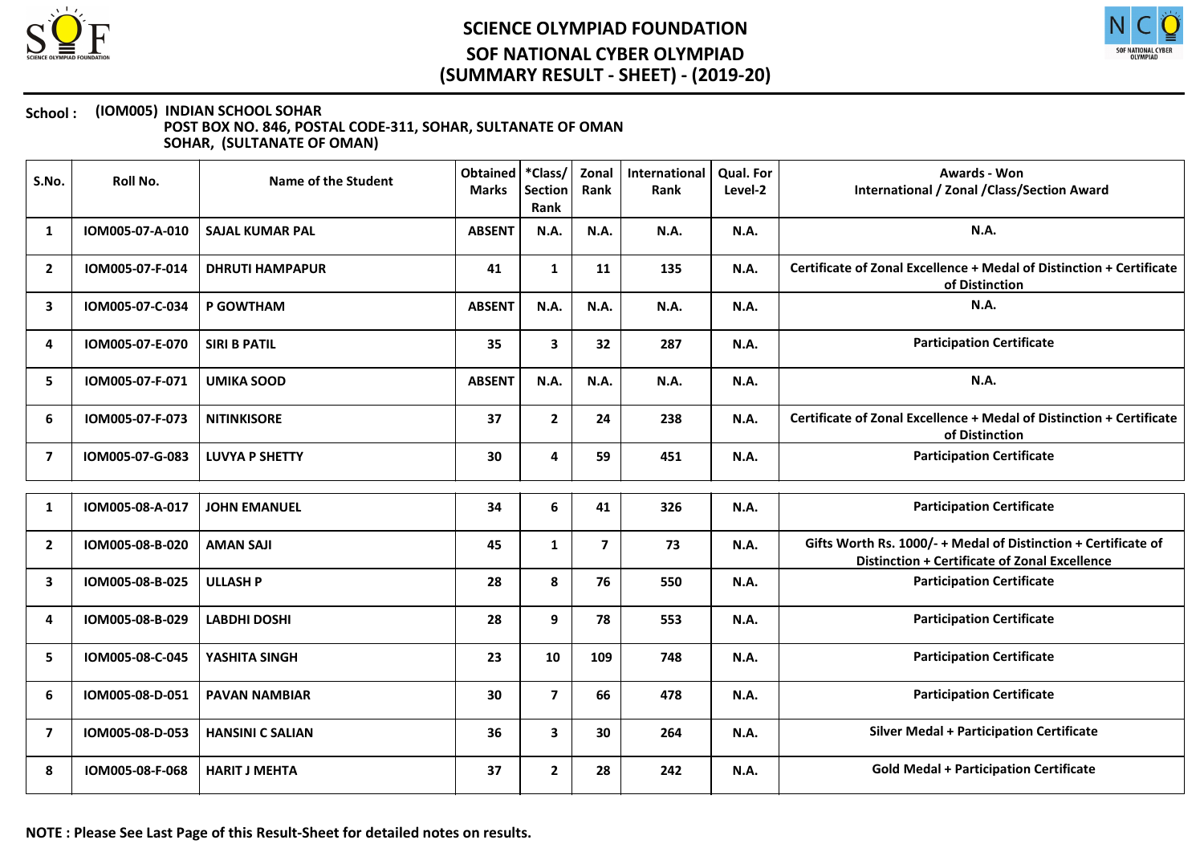# SCIENCE OLYMPIAD FOUNDATION

## SOF NATIONAL CYBER OLYMPIAD

## (SUMMARY RESULT - SHEET) - (2019-20)

**School :** **(IOM005) INDIAN SCHOOL SOHAR**
**POST BOX NO. 846, POSTAL CODE-311, SOHAR, SULTANATE OF OMAN**
**SOHAR, (SULTANATE OF OMAN)**

| S.No. | Roll No. | Name of the Student | Obtained Marks | *Class/ Section Rank | Zonal Rank | International Rank | Qual. For Level-2 | Awards - Won International / Zonal /Class/Section Award |
|---|---|---|---|---|---|---|---|---|
| 1 | IOM005-07-A-010 | SAJAL KUMAR PAL | ABSENT | N.A. | N.A. | N.A. | N.A. | N.A. |
| 2 | IOM005-07-F-014 | DHRUTI HAMPAPUR | 41 | 1 | 11 | 135 | N.A. | Certificate of Zonal Excellence + Medal of Distinction + Certificate of Distinction |
| 3 | IOM005-07-C-034 | P GOWTHAM | ABSENT | N.A. | N.A. | N.A. | N.A. | N.A. |
| 4 | IOM005-07-E-070 | SIRI B PATIL | 35 | 3 | 32 | 287 | N.A. | Participation Certificate |
| 5 | IOM005-07-F-071 | UMIKA SOOD | ABSENT | N.A. | N.A. | N.A. | N.A. | N.A. |
| 6 | IOM005-07-F-073 | NITINKISORE | 37 | 2 | 24 | 238 | N.A. | Certificate of Zonal Excellence + Medal of Distinction + Certificate of Distinction |
| 7 | IOM005-07-G-083 | LUVYA P SHETTY | 30 | 4 | 59 | 451 | N.A. | Participation Certificate |

| S.No. | Roll No. | Name of the Student | Obtained Marks | *Class/ Section Rank | Zonal Rank | International Rank | Qual. For Level-2 | Awards - Won International / Zonal /Class/Section Award |
|---|---|---|---|---|---|---|---|---|
| 1 | IOM005-08-A-017 | JOHN EMANUEL | 34 | 6 | 41 | 326 | N.A. | Participation Certificate |
| 2 | IOM005-08-B-020 | AMAN SAJI | 45 | 1 | 7 | 73 | N.A. | Gifts Worth Rs. 1000/- + Medal of Distinction + Certificate of Distinction + Certificate of Zonal Excellence |
| 3 | IOM005-08-B-025 | ULLASH P | 28 | 8 | 76 | 550 | N.A. | Participation Certificate |
| 4 | IOM005-08-B-029 | LABDHI DOSHI | 28 | 9 | 78 | 553 | N.A. | Participation Certificate |
| 5 | IOM005-08-C-045 | YASHITA SINGH | 23 | 10 | 109 | 748 | N.A. | Participation Certificate |
| 6 | IOM005-08-D-051 | PAVAN NAMBIAR | 30 | 7 | 66 | 478 | N.A. | Participation Certificate |
| 7 | IOM005-08-D-053 | HANSINI C SALIAN | 36 | 3 | 30 | 264 | N.A. | Silver Medal + Participation Certificate |
| 8 | IOM005-08-F-068 | HARIT J MEHTA | 37 | 2 | 28 | 242 | N.A. | Gold Medal + Participation Certificate |

**NOTE : Please See Last Page of this Result-Sheet for detailed notes on results.**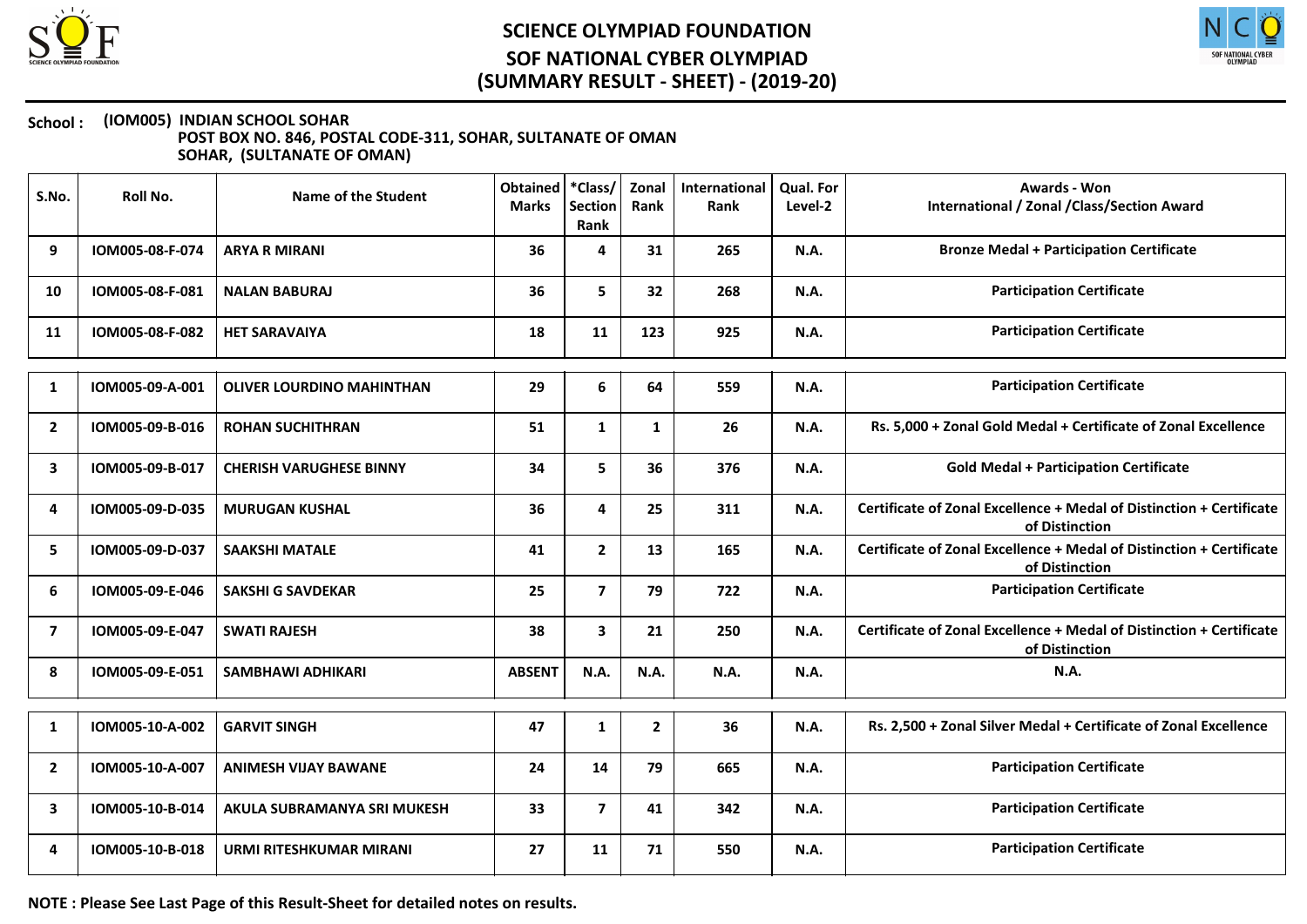# SCIENCE OLYMPIAD FOUNDATION

## SOF NATIONAL CYBER OLYMPIAD

## (SUMMARY RESULT - SHEET) - (2019-20)

**School :** (IOM005) INDIAN SCHOOL SOHAR
POST BOX NO. 846, POSTAL CODE-311, SOHAR, SULTANATE OF OMAN
SOHAR, (SULTANATE OF OMAN)

| S.No. | Roll No. | Name of the Student | Obtained Marks | *Class/ Section Rank | Zonal Rank | International Rank | Qual. For Level-2 | Awards - Won International / Zonal /Class/Section Award |
|---|---|---|---|---|---|---|---|---|
| 9 | IOM005-08-F-074 | ARYA R MIRANI | 36 | 4 | 31 | 265 | N.A. | Bronze Medal + Participation Certificate |
| 10 | IOM005-08-F-081 | NALAN BABURAJ | 36 | 5 | 32 | 268 | N.A. | Participation Certificate |
| 11 | IOM005-08-F-082 | HET SARAVAIYA | 18 | 11 | 123 | 925 | N.A. | Participation Certificate |
| 1 | IOM005-09-A-001 | OLIVER LOURDINO MAHINTHAN | 29 | 6 | 64 | 559 | N.A. | Participation Certificate |
| 2 | IOM005-09-B-016 | ROHAN SUCHITHRAN | 51 | 1 | 1 | 26 | N.A. | Rs. 5,000 + Zonal Gold Medal + Certificate of Zonal Excellence |
| 3 | IOM005-09-B-017 | CHERISH VARUGHESE BINNY | 34 | 5 | 36 | 376 | N.A. | Gold Medal + Participation Certificate |
| 4 | IOM005-09-D-035 | MURUGAN KUSHAL | 36 | 4 | 25 | 311 | N.A. | Certificate of Zonal Excellence + Medal of Distinction + Certificate of Distinction |
| 5 | IOM005-09-D-037 | SAAKSHI MATALE | 41 | 2 | 13 | 165 | N.A. | Certificate of Zonal Excellence + Medal of Distinction + Certificate of Distinction |
| 6 | IOM005-09-E-046 | SAKSHI G SAVDEKAR | 25 | 7 | 79 | 722 | N.A. | Participation Certificate |
| 7 | IOM005-09-E-047 | SWATI RAJESH | 38 | 3 | 21 | 250 | N.A. | Certificate of Zonal Excellence + Medal of Distinction + Certificate of Distinction |
| 8 | IOM005-09-E-051 | SAMBHAWI ADHIKARI | ABSENT | N.A. | N.A. | N.A. | N.A. | N.A. |
| 1 | IOM005-10-A-002 | GARVIT SINGH | 47 | 1 | 2 | 36 | N.A. | Rs. 2,500 + Zonal Silver Medal + Certificate of Zonal Excellence |
| 2 | IOM005-10-A-007 | ANIMESH VIJAY BAWANE | 24 | 14 | 79 | 665 | N.A. | Participation Certificate |
| 3 | IOM005-10-B-014 | AKULA SUBRAMANYA SRI MUKESH | 33 | 7 | 41 | 342 | N.A. | Participation Certificate |
| 4 | IOM005-10-B-018 | URMI RITESHKUMAR MIRANI | 27 | 11 | 71 | 550 | N.A. | Participation Certificate |

**NOTE : Please See Last Page of this Result-Sheet for detailed notes on results.**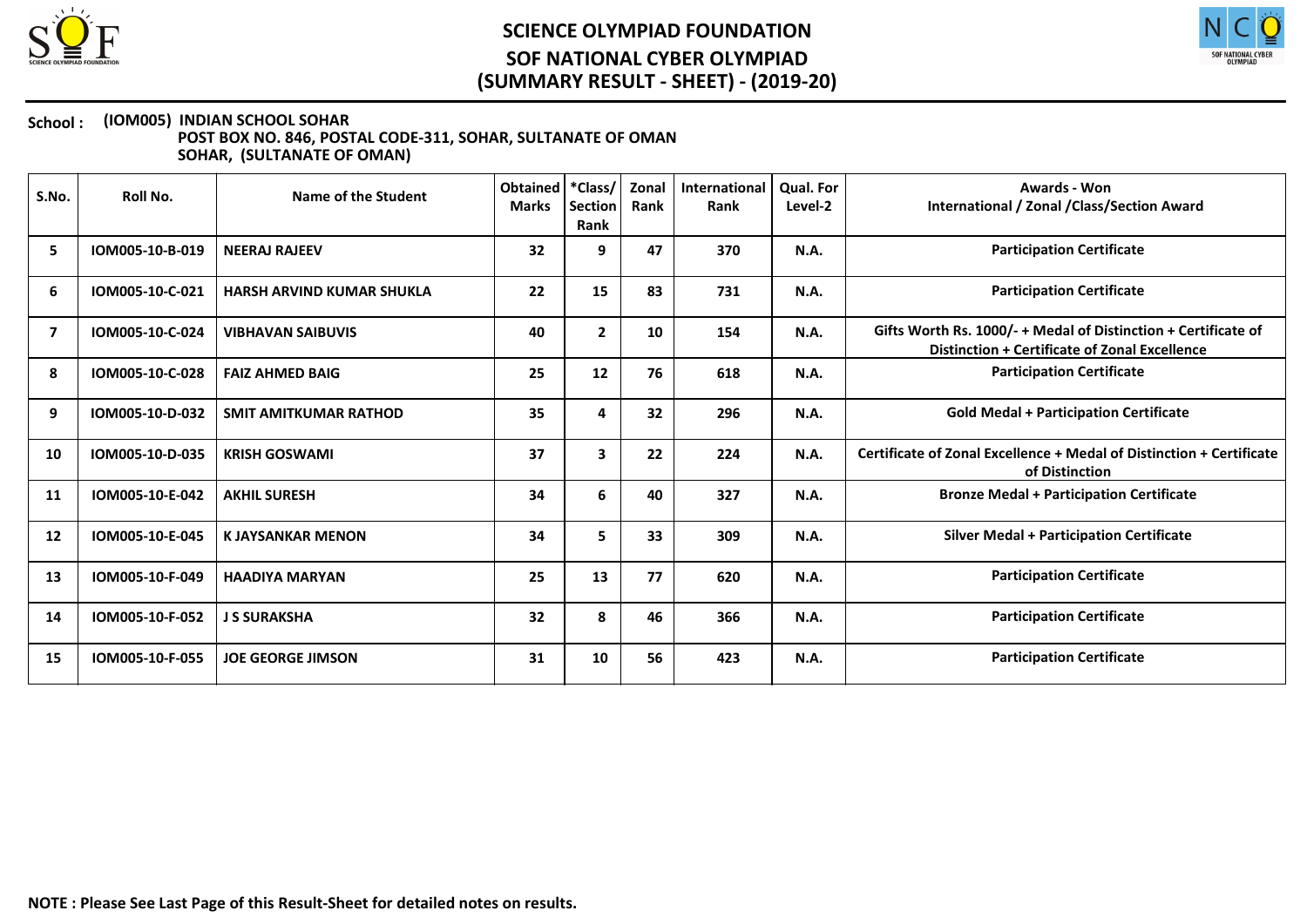# SCIENCE OLYMPIAD FOUNDATION
## SOF NATIONAL CYBER OLYMPIAD
## (SUMMARY RESULT - SHEET) - (2019-20)

**School :** **(IOM005) INDIAN SCHOOL SOHAR**
**POST BOX NO. 846, POSTAL CODE-311, SOHAR, SULTANATE OF OMAN**
**SOHAR, (SULTANATE OF OMAN)**

| S.No. | Roll No. | Name of the Student | Obtained Marks | *Class/ Section Rank | Zonal Rank | International Rank | Qual. For Level-2 | Awards - Won International / Zonal /Class/Section Award |
|---|---|---|---|---|---|---|---|---|
| 5 | IOM005-10-B-019 | NEERAJ RAJEEV | 32 | 9 | 47 | 370 | N.A. | Participation Certificate |
| 6 | IOM005-10-C-021 | HARSH ARVIND KUMAR SHUKLA | 22 | 15 | 83 | 731 | N.A. | Participation Certificate |
| 7 | IOM005-10-C-024 | VIBHAVAN SAIBUVIS | 40 | 2 | 10 | 154 | N.A. | Gifts Worth Rs. 1000/- + Medal of Distinction + Certificate of Distinction + Certificate of Zonal Excellence |
| 8 | IOM005-10-C-028 | FAIZ AHMED BAIG | 25 | 12 | 76 | 618 | N.A. | Participation Certificate |
| 9 | IOM005-10-D-032 | SMIT AMITKUMAR RATHOD | 35 | 4 | 32 | 296 | N.A. | Gold Medal + Participation Certificate |
| 10 | IOM005-10-D-035 | KRISH GOSWAMI | 37 | 3 | 22 | 224 | N.A. | Certificate of Zonal Excellence + Medal of Distinction + Certificate of Distinction |
| 11 | IOM005-10-E-042 | AKHIL SURESH | 34 | 6 | 40 | 327 | N.A. | Bronze Medal + Participation Certificate |
| 12 | IOM005-10-E-045 | K JAYSANKAR MENON | 34 | 5 | 33 | 309 | N.A. | Silver Medal + Participation Certificate |
| 13 | IOM005-10-F-049 | HAADIYA MARYAN | 25 | 13 | 77 | 620 | N.A. | Participation Certificate |
| 14 | IOM005-10-F-052 | J S SURAKSHA | 32 | 8 | 46 | 366 | N.A. | Participation Certificate |
| 15 | IOM005-10-F-055 | JOE GEORGE JIMSON | 31 | 10 | 56 | 423 | N.A. | Participation Certificate |

**NOTE : Please See Last Page of this Result-Sheet for detailed notes on results.**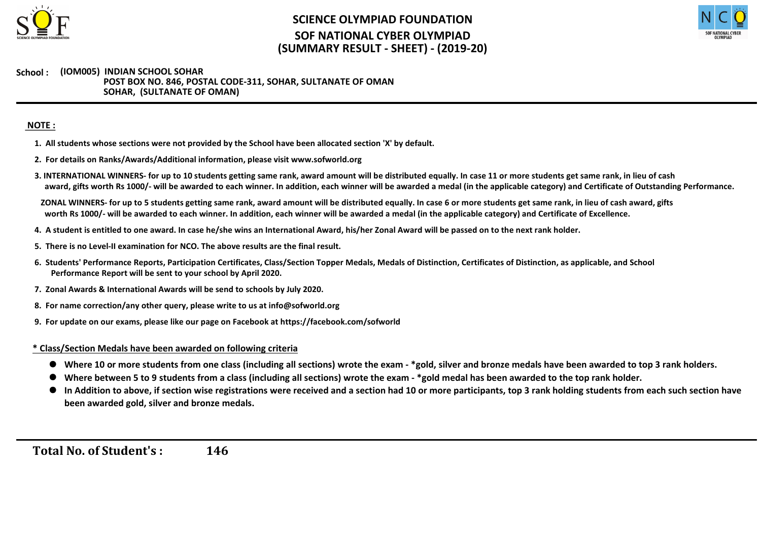# SCIENCE OLYMPIAD FOUNDATION

## SOF NATIONAL CYBER OLYMPIAD

## (SUMMARY RESULT - SHEET) - (2019-20)

**School :** **(IOM005) INDIAN SCHOOL SOHAR**
**POST BOX NO. 846, POSTAL CODE-311, SOHAR, SULTANATE OF OMAN**
**SOHAR, (SULTANATE OF OMAN)**

**NOTE :**

1. All students whose sections were not provided by the School have been allocated section 'X' by default.
2. For details on Ranks/Awards/Additional information, please visit www.sofworld.org
3. INTERNATIONAL WINNERS- for up to 10 students getting same rank, award amount will be distributed equally. In case 11 or more students get same rank, in lieu of cash award, gifts worth Rs 1000/- will be awarded to each winner. In addition, each winner will be awarded a medal (in the applicable category) and Certificate of Outstanding Performance.

   ZONAL WINNERS- for up to 5 students getting same rank, award amount will be distributed equally. In case 6 or more students get same rank, in lieu of cash award, gifts worth Rs 1000/- will be awarded to each winner. In addition, each winner will be awarded a medal (in the applicable category) and Certificate of Excellence.
4. A student is entitled to one award. In case he/she wins an International Award, his/her Zonal Award will be passed on to the next rank holder.
5. There is no Level-II examination for NCO. The above results are the final result.
6. Students' Performance Reports, Participation Certificates, Class/Section Topper Medals, Medals of Distinction, Certificates of Distinction, as applicable, and School Performance Report will be sent to your school by April 2020.
7. Zonal Awards & International Awards will be send to schools by July 2020.
8. For name correction/any other query, please write to us at info@sofworld.org
9. For update on our exams, please like our page on Facebook at https://facebook.com/sofworld

**\* Class/Section Medals have been awarded on following criteria**

- Where 10 or more students from one class (including all sections) wrote the exam - *gold, silver and bronze medals have been awarded to top 3 rank holders.
- Where between 5 to 9 students from a class (including all sections) wrote the exam - *gold medal has been awarded to the top rank holder.
- In Addition to above, if section wise registrations were received and a section had 10 or more participants, top 3 rank holding students from each such section have been awarded gold, silver and bronze medals.

**Total No. of Student's : 146**